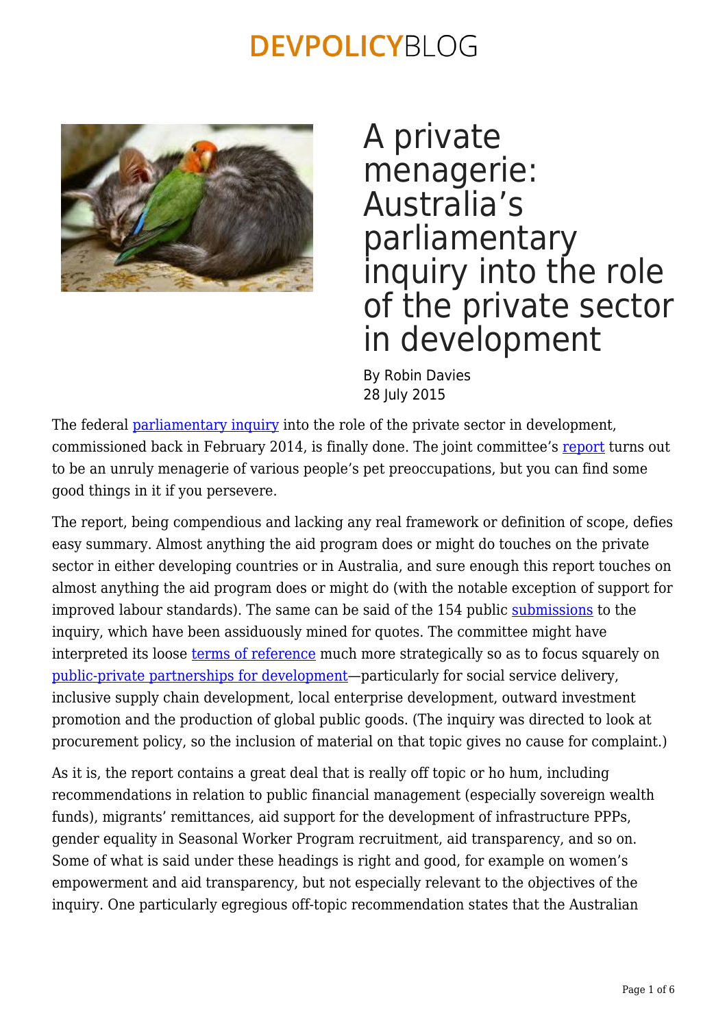# A private menagerie: Australia's parliamentary inquiry into the role of the private sector in development

By Robin Davies
28 July 2015

The federal parliamentary inquiry into the role of the private sector in development, commissioned back in February 2014, is finally done. The joint committee's report turns out to be an unruly menagerie of various people's pet preoccupations, but you can find some good things in it if you persevere.

The report, being compendious and lacking any real framework or definition of scope, defies easy summary. Almost anything the aid program does or might do touches on the private sector in either developing countries or in Australia, and sure enough this report touches on almost anything the aid program does or might do (with the notable exception of support for improved labour standards). The same can be said of the 154 public submissions to the inquiry, which have been assiduously mined for quotes. The committee might have interpreted its loose terms of reference much more strategically so as to focus squarely on public-private partnerships for development—particularly for social service delivery, inclusive supply chain development, local enterprise development, outward investment promotion and the production of global public goods. (The inquiry was directed to look at procurement policy, so the inclusion of material on that topic gives no cause for complaint.)

As it is, the report contains a great deal that is really off topic or ho hum, including recommendations in relation to public financial management (especially sovereign wealth funds), migrants' remittances, aid support for the development of infrastructure PPPs, gender equality in Seasonal Worker Program recruitment, aid transparency, and so on. Some of what is said under these headings is right and good, for example on women's empowerment and aid transparency, but not especially relevant to the objectives of the inquiry. One particularly egregious off-topic recommendation states that the Australian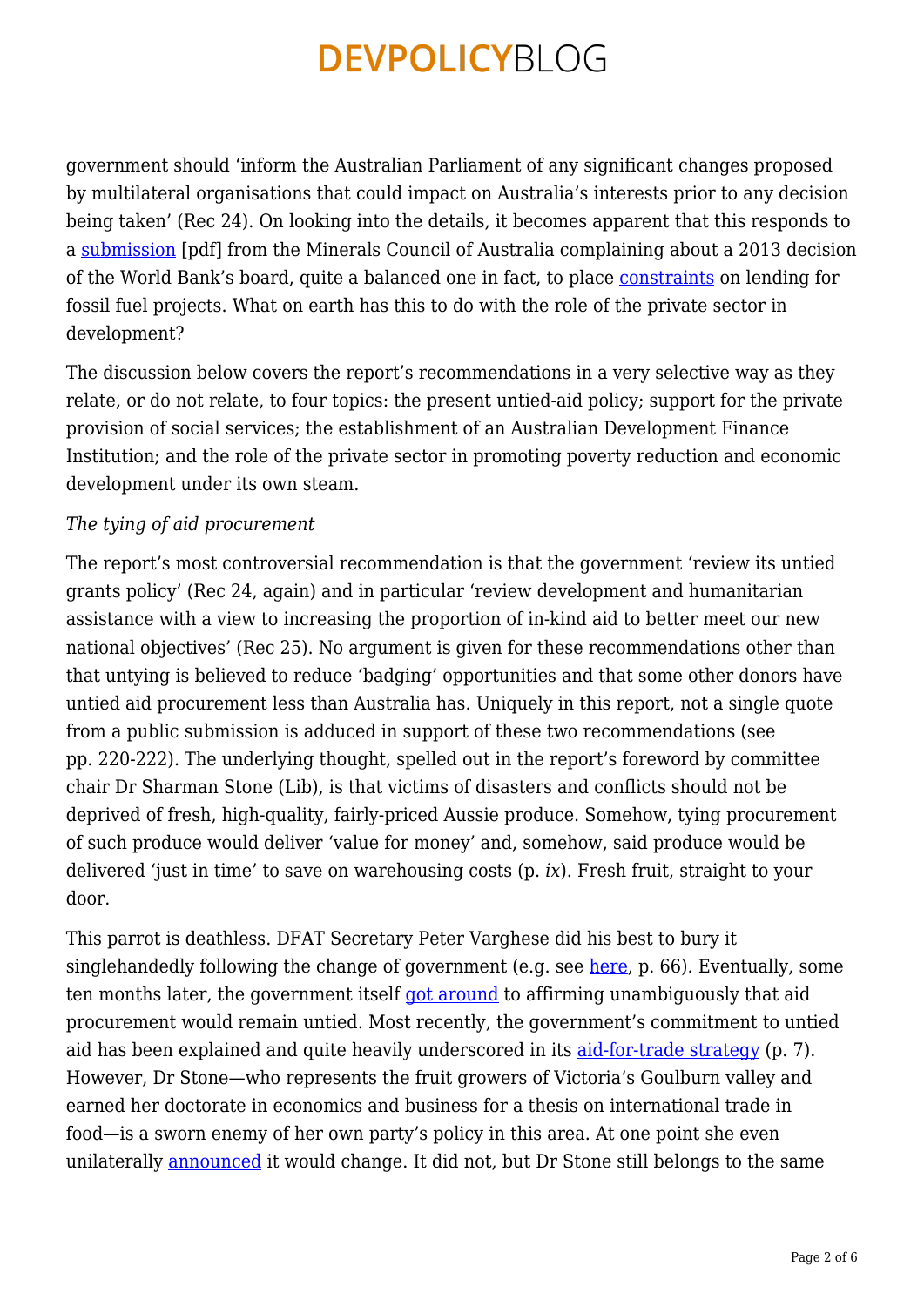government should 'inform the Australian Parliament of any significant changes proposed by multilateral organisations that could impact on Australia's interests prior to any decision being taken' (Rec 24). On looking into the details, it becomes apparent that this responds to a submission [pdf] from the Minerals Council of Australia complaining about a 2013 decision of the World Bank's board, quite a balanced one in fact, to place constraints on lending for fossil fuel projects. What on earth has this to do with the role of the private sector in development?

The discussion below covers the report's recommendations in a very selective way as they relate, or do not relate, to four topics: the present untied-aid policy; support for the private provision of social services; the establishment of an Australian Development Finance Institution; and the role of the private sector in promoting poverty reduction and economic development under its own steam.

*The tying of aid procurement*

The report's most controversial recommendation is that the government 'review its untied grants policy' (Rec 24, again) and in particular 'review development and humanitarian assistance with a view to increasing the proportion of in-kind aid to better meet our new national objectives' (Rec 25). No argument is given for these recommendations other than that untying is believed to reduce 'badging' opportunities and that some other donors have untied aid procurement less than Australia has. Uniquely in this report, not a single quote from a public submission is adduced in support of these two recommendations (see pp. 220-222). The underlying thought, spelled out in the report's foreword by committee chair Dr Sharman Stone (Lib), is that victims of disasters and conflicts should not be deprived of fresh, high-quality, fairly-priced Aussie produce. Somehow, tying procurement of such produce would deliver 'value for money' and, somehow, said produce would be delivered 'just in time' to save on warehousing costs (p. *ix*). Fresh fruit, straight to your door.

This parrot is deathless. DFAT Secretary Peter Varghese did his best to bury it singlehandedly following the change of government (e.g. see here, p. 66). Eventually, some ten months later, the government itself got around to affirming unambiguously that aid procurement would remain untied. Most recently, the government's commitment to untied aid has been explained and quite heavily underscored in its aid-for-trade strategy (p. 7). However, Dr Stone—who represents the fruit growers of Victoria's Goulburn valley and earned her doctorate in economics and business for a thesis on international trade in food—is a sworn enemy of her own party's policy in this area. At one point she even unilaterally announced it would change. It did not, but Dr Stone still belongs to the same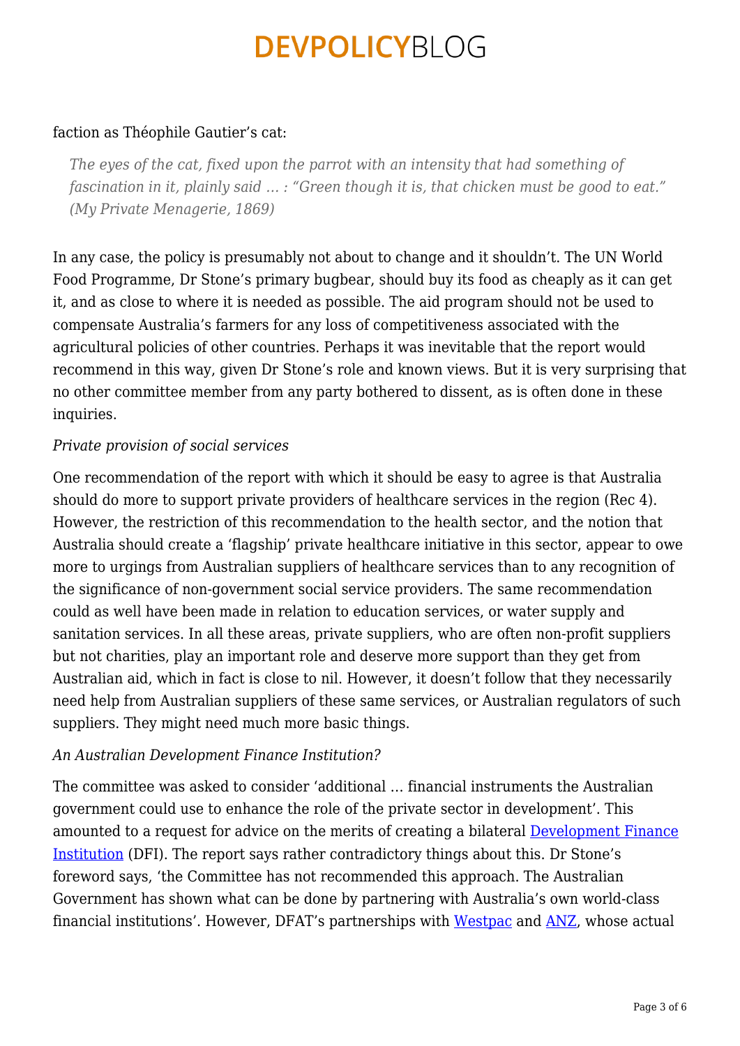faction as Théophile Gautier's cat:

> *The eyes of the cat, fixed upon the parrot with an intensity that had something of fascination in it, plainly said … : "Green though it is, that chicken must be good to eat." (My Private Menagerie, 1869)*

In any case, the policy is presumably not about to change and it shouldn't. The UN World Food Programme, Dr Stone's primary bugbear, should buy its food as cheaply as it can get it, and as close to where it is needed as possible. The aid program should not be used to compensate Australia's farmers for any loss of competitiveness associated with the agricultural policies of other countries. Perhaps it was inevitable that the report would recommend in this way, given Dr Stone's role and known views. But it is very surprising that no other committee member from any party bothered to dissent, as is often done in these inquiries.

*Private provision of social services*

One recommendation of the report with which it should be easy to agree is that Australia should do more to support private providers of healthcare services in the region (Rec 4). However, the restriction of this recommendation to the health sector, and the notion that Australia should create a 'flagship' private healthcare initiative in this sector, appear to owe more to urgings from Australian suppliers of healthcare services than to any recognition of the significance of non-government social service providers. The same recommendation could as well have been made in relation to education services, or water supply and sanitation services. In all these areas, private suppliers, who are often non-profit suppliers but not charities, play an important role and deserve more support than they get from Australian aid, which in fact is close to nil. However, it doesn't follow that they necessarily need help from Australian suppliers of these same services, or Australian regulators of such suppliers. They might need much more basic things.

*An Australian Development Finance Institution?*

The committee was asked to consider 'additional … financial instruments the Australian government could use to enhance the role of the private sector in development'. This amounted to a request for advice on the merits of creating a bilateral Development Finance Institution (DFI). The report says rather contradictory things about this. Dr Stone's foreword says, 'the Committee has not recommended this approach. The Australian Government has shown what can be done by partnering with Australia's own world-class financial institutions'. However, DFAT's partnerships with Westpac and ANZ, whose actual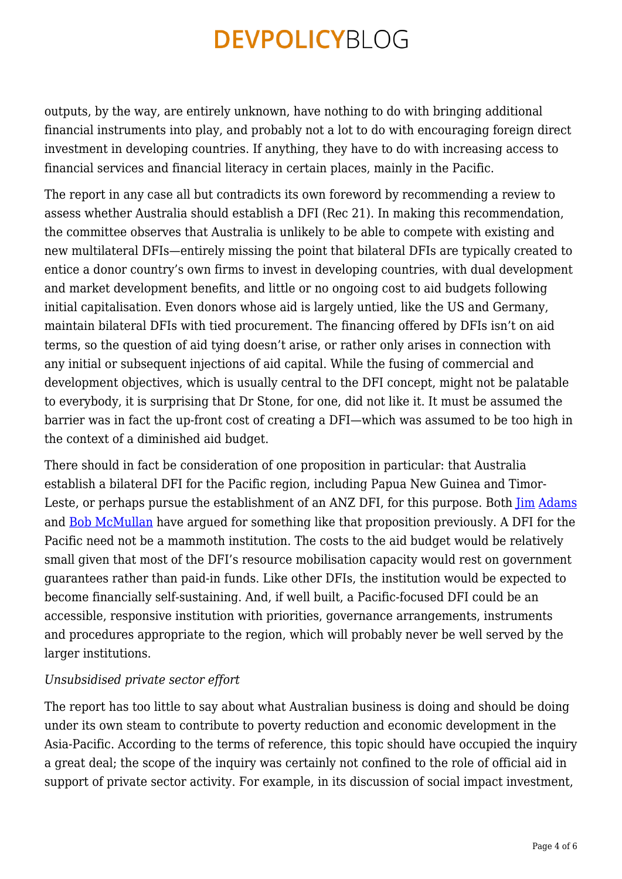outputs, by the way, are entirely unknown, have nothing to do with bringing additional financial instruments into play, and probably not a lot to do with encouraging foreign direct investment in developing countries. If anything, they have to do with increasing access to financial services and financial literacy in certain places, mainly in the Pacific.

The report in any case all but contradicts its own foreword by recommending a review to assess whether Australia should establish a DFI (Rec 21). In making this recommendation, the committee observes that Australia is unlikely to be able to compete with existing and new multilateral DFIs—entirely missing the point that bilateral DFIs are typically created to entice a donor country's own firms to invest in developing countries, with dual development and market development benefits, and little or no ongoing cost to aid budgets following initial capitalisation. Even donors whose aid is largely untied, like the US and Germany, maintain bilateral DFIs with tied procurement. The financing offered by DFIs isn't on aid terms, so the question of aid tying doesn't arise, or rather only arises in connection with any initial or subsequent injections of aid capital. While the fusing of commercial and development objectives, which is usually central to the DFI concept, might not be palatable to everybody, it is surprising that Dr Stone, for one, did not like it. It must be assumed the barrier was in fact the up-front cost of creating a DFI—which was assumed to be too high in the context of a diminished aid budget.

There should in fact be consideration of one proposition in particular: that Australia establish a bilateral DFI for the Pacific region, including Papua New Guinea and Timor-Leste, or perhaps pursue the establishment of an ANZ DFI, for this purpose. Both Jim Adams and Bob McMullan have argued for something like that proposition previously. A DFI for the Pacific need not be a mammoth institution. The costs to the aid budget would be relatively small given that most of the DFI's resource mobilisation capacity would rest on government guarantees rather than paid-in funds. Like other DFIs, the institution would be expected to become financially self-sustaining. And, if well built, a Pacific-focused DFI could be an accessible, responsive institution with priorities, governance arrangements, instruments and procedures appropriate to the region, which will probably never be well served by the larger institutions.

*Unsubsidised private sector effort*

The report has too little to say about what Australian business is doing and should be doing under its own steam to contribute to poverty reduction and economic development in the Asia-Pacific. According to the terms of reference, this topic should have occupied the inquiry a great deal; the scope of the inquiry was certainly not confined to the role of official aid in support of private sector activity. For example, in its discussion of social impact investment,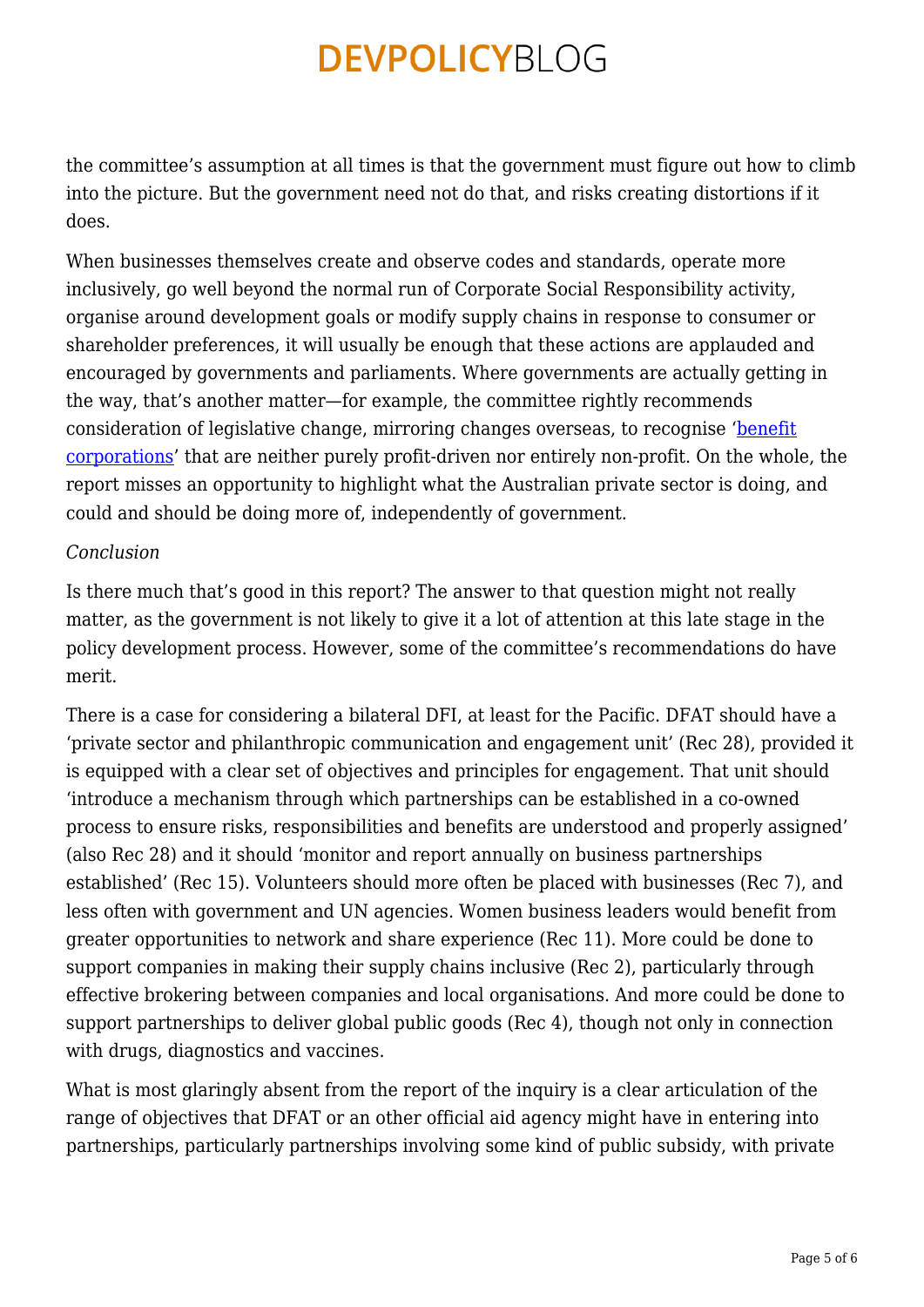the committee's assumption at all times is that the government must figure out how to climb into the picture. But the government need not do that, and risks creating distortions if it does.

When businesses themselves create and observe codes and standards, operate more inclusively, go well beyond the normal run of Corporate Social Responsibility activity, organise around development goals or modify supply chains in response to consumer or shareholder preferences, it will usually be enough that these actions are applauded and encouraged by governments and parliaments. Where governments are actually getting in the way, that's another matter—for example, the committee rightly recommends consideration of legislative change, mirroring changes overseas, to recognise 'benefit corporations' that are neither purely profit-driven nor entirely non-profit. On the whole, the report misses an opportunity to highlight what the Australian private sector is doing, and could and should be doing more of, independently of government.

*Conclusion*

Is there much that's good in this report? The answer to that question might not really matter, as the government is not likely to give it a lot of attention at this late stage in the policy development process. However, some of the committee's recommendations do have merit.

There is a case for considering a bilateral DFI, at least for the Pacific. DFAT should have a 'private sector and philanthropic communication and engagement unit' (Rec 28), provided it is equipped with a clear set of objectives and principles for engagement. That unit should 'introduce a mechanism through which partnerships can be established in a co-owned process to ensure risks, responsibilities and benefits are understood and properly assigned' (also Rec 28) and it should 'monitor and report annually on business partnerships established' (Rec 15). Volunteers should more often be placed with businesses (Rec 7), and less often with government and UN agencies. Women business leaders would benefit from greater opportunities to network and share experience (Rec 11). More could be done to support companies in making their supply chains inclusive (Rec 2), particularly through effective brokering between companies and local organisations. And more could be done to support partnerships to deliver global public goods (Rec 4), though not only in connection with drugs, diagnostics and vaccines.

What is most glaringly absent from the report of the inquiry is a clear articulation of the range of objectives that DFAT or an other official aid agency might have in entering into partnerships, particularly partnerships involving some kind of public subsidy, with private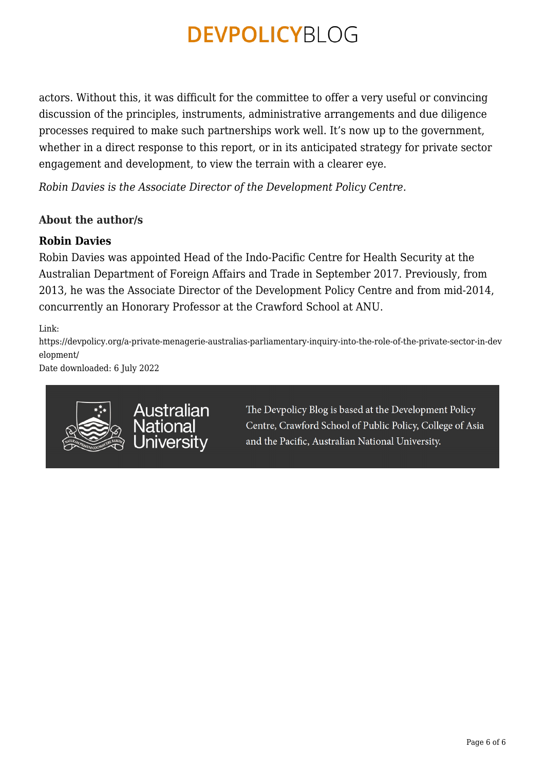actors. Without this, it was difficult for the committee to offer a very useful or convincing discussion of the principles, instruments, administrative arrangements and due diligence processes required to make such partnerships work well. It's now up to the government, whether in a direct response to this report, or in its anticipated strategy for private sector engagement and development, to view the terrain with a clearer eye.

*Robin Davies is the Associate Director of the Development Policy Centre.*

#### About the author/s

**Robin Davies**
Robin Davies was appointed Head of the Indo-Pacific Centre for Health Security at the Australian Department of Foreign Affairs and Trade in September 2017. Previously, from 2013, he was the Associate Director of the Development Policy Centre and from mid-2014, concurrently an Honorary Professor at the Crawford School at ANU.

Link:
https://devpolicy.org/a-private-menagerie-australias-parliamentary-inquiry-into-the-role-of-the-private-sector-in-development/
Date downloaded: 6 July 2022

Australian National University

The Devpolicy Blog is based at the Development Policy Centre, Crawford School of Public Policy, College of Asia and the Pacific, Australian National University.